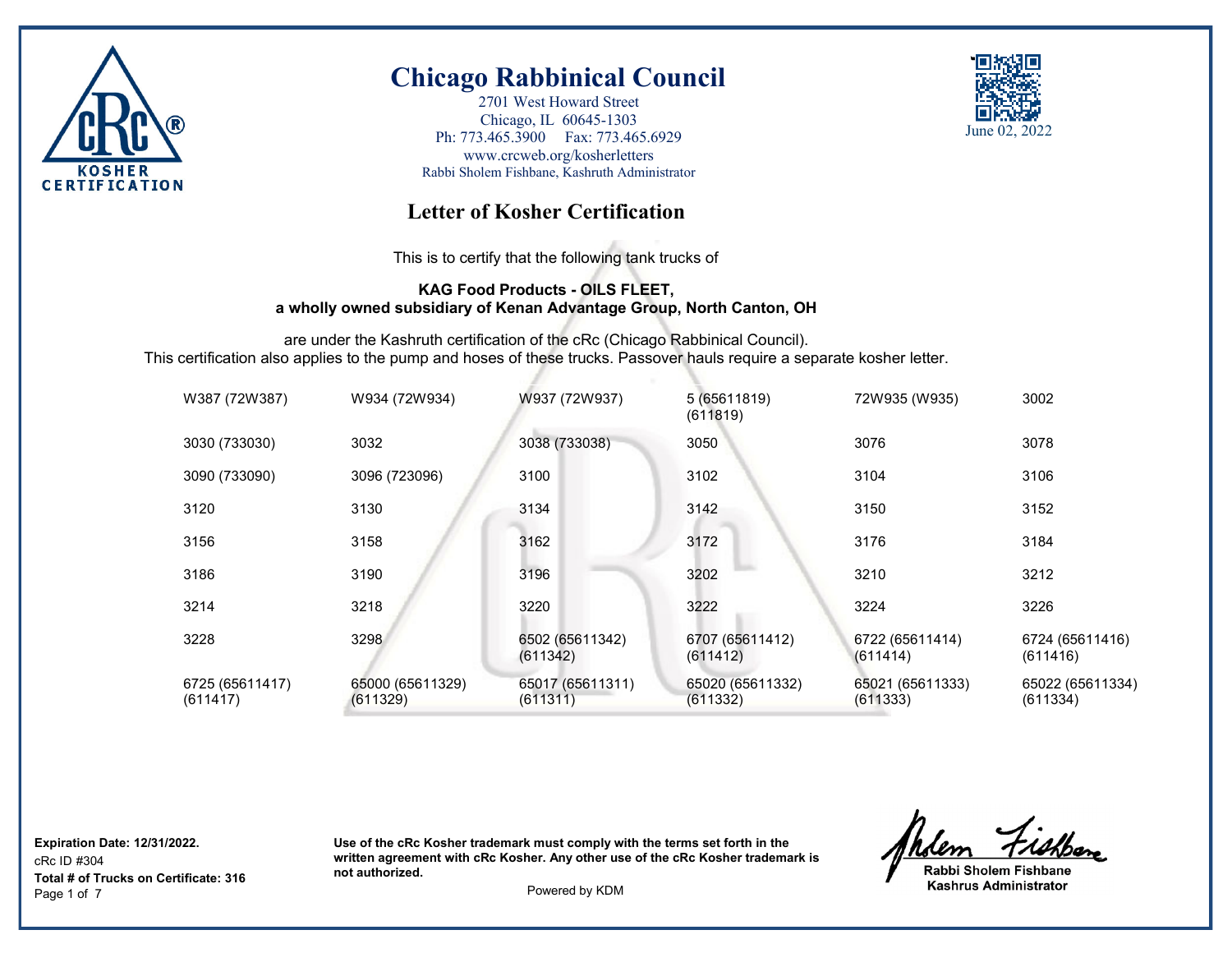# Chicago Rabbinical Council

2701 West Howard Street
Chicago, IL 60645-1303
Ph: 773.465.3900 Fax: 773.465.6929
www.crcweb.org/kosherletters
Rabbi Sholem Fishbane, Kashruth Administrator

June 02, 2022

## Letter of Kosher Certification

This is to certify that the following tank trucks of

**KAG Food Products - OILS FLEET,**
**a wholly owned subsidiary of Kenan Advantage Group, North Canton, OH**

are under the Kashruth certification of the cRc (Chicago Rabbinical Council).
This certification also applies to the pump and hoses of these trucks. Passover hauls require a separate kosher letter.

| | | | | | |
|---|---|---|---|---|---|
| W387 (72W387) | W934 (72W934) | W937 (72W937) | 5 (65611819) (611819) | 72W935 (W935) | 3002 |
| 3030 (733030) | 3032 | 3038 (733038) | 3050 | 3076 | 3078 |
| 3090 (733090) | 3096 (723096) | 3100 | 3102 | 3104 | 3106 |
| 3120 | 3130 | 3134 | 3142 | 3150 | 3152 |
| 3156 | 3158 | 3162 | 3172 | 3176 | 3184 |
| 3186 | 3190 | 3196 | 3202 | 3210 | 3212 |
| 3214 | 3218 | 3220 | 3222 | 3224 | 3226 |
| 3228 | 3298 | 6502 (65611342) (611342) | 6707 (65611412) (611412) | 6722 (65611414) (611414) | 6724 (65611416) (611416) |
| 6725 (65611417) (611417) | 65000 (65611329) (611329) | 65017 (65611311) (611311) | 65020 (65611332) (611332) | 65021 (65611333) (611333) | 65022 (65611334) (611334) |

**Expiration Date: 12/31/2022.**
cRc ID #304
**Total # of Trucks on Certificate: 316**

**Use of the cRc Kosher trademark must comply with the terms set forth in the written agreement with cRc Kosher. Any other use of the cRc Kosher trademark is not authorized.**

Powered by KDM

**Rabbi Sholem Fishbane**
**Kashrus Administrator**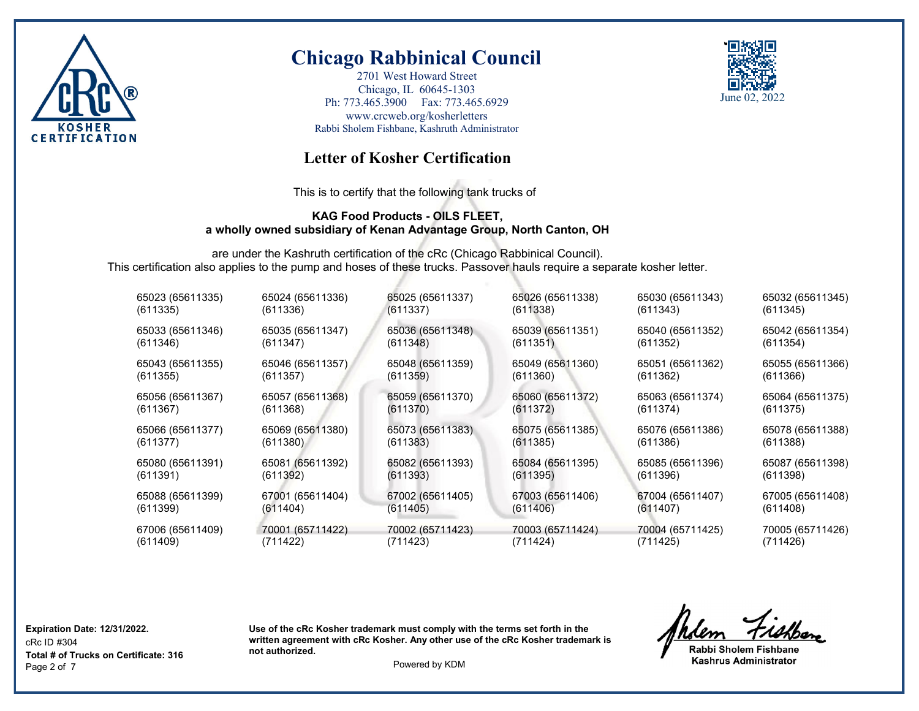# Chicago Rabbinical Council

2701 West Howard Street
Chicago, IL 60645-1303
Ph: 773.465.3900 Fax: 773.465.6929
www.crcweb.org/kosherletters
Rabbi Sholem Fishbane, Kashruth Administrator

June 02, 2022

## Letter of Kosher Certification

This is to certify that the following tank trucks of

**KAG Food Products - OILS FLEET,**
**a wholly owned subsidiary of Kenan Advantage Group, North Canton, OH**

are under the Kashruth certification of the cRc (Chicago Rabbinical Council).
This certification also applies to the pump and hoses of these trucks. Passover hauls require a separate kosher letter.

| | | | | | |
|---|---|---|---|---|---|
| 65023 (65611335) (611335) | 65024 (65611336) (611336) | 65025 (65611337) (611337) | 65026 (65611338) (611338) | 65030 (65611343) (611343) | 65032 (65611345) (611345) |
| 65033 (65611346) (611346) | 65035 (65611347) (611347) | 65036 (65611348) (611348) | 65039 (65611351) (611351) | 65040 (65611352) (611352) | 65042 (65611354) (611354) |
| 65043 (65611355) (611355) | 65046 (65611357) (611357) | 65048 (65611359) (611359) | 65049 (65611360) (611360) | 65051 (65611362) (611362) | 65055 (65611366) (611366) |
| 65056 (65611367) (611367) | 65057 (65611368) (611368) | 65059 (65611370) (611370) | 65060 (65611372) (611372) | 65063 (65611374) (611374) | 65064 (65611375) (611375) |
| 65066 (65611377) (611377) | 65069 (65611380) (611380) | 65073 (65611383) (611383) | 65075 (65611385) (611385) | 65076 (65611386) (611386) | 65078 (65611388) (611388) |
| 65080 (65611391) (611391) | 65081 (65611392) (611392) | 65082 (65611393) (611393) | 65084 (65611395) (611395) | 65085 (65611396) (611396) | 65087 (65611398) (611398) |
| 65088 (65611399) (611399) | 67001 (65611404) (611404) | 67002 (65611405) (611405) | 67003 (65611406) (611406) | 67004 (65611407) (611407) | 67005 (65611408) (611408) |
| 67006 (65611409) (611409) | 70001 (65711422) (711422) | 70002 (65711423) (711423) | 70003 (65711424) (711424) | 70004 (65711425) (711425) | 70005 (65711426) (711426) |

**Expiration Date: 12/31/2022.**
cRc ID #304
**Total # of Trucks on Certificate: 316**

**Use of the cRc Kosher trademark must comply with the terms set forth in the written agreement with cRc Kosher. Any other use of the cRc Kosher trademark is not authorized.**

Powered by KDM

**Rabbi Sholem Fishbane**
**Kashrus Administrator**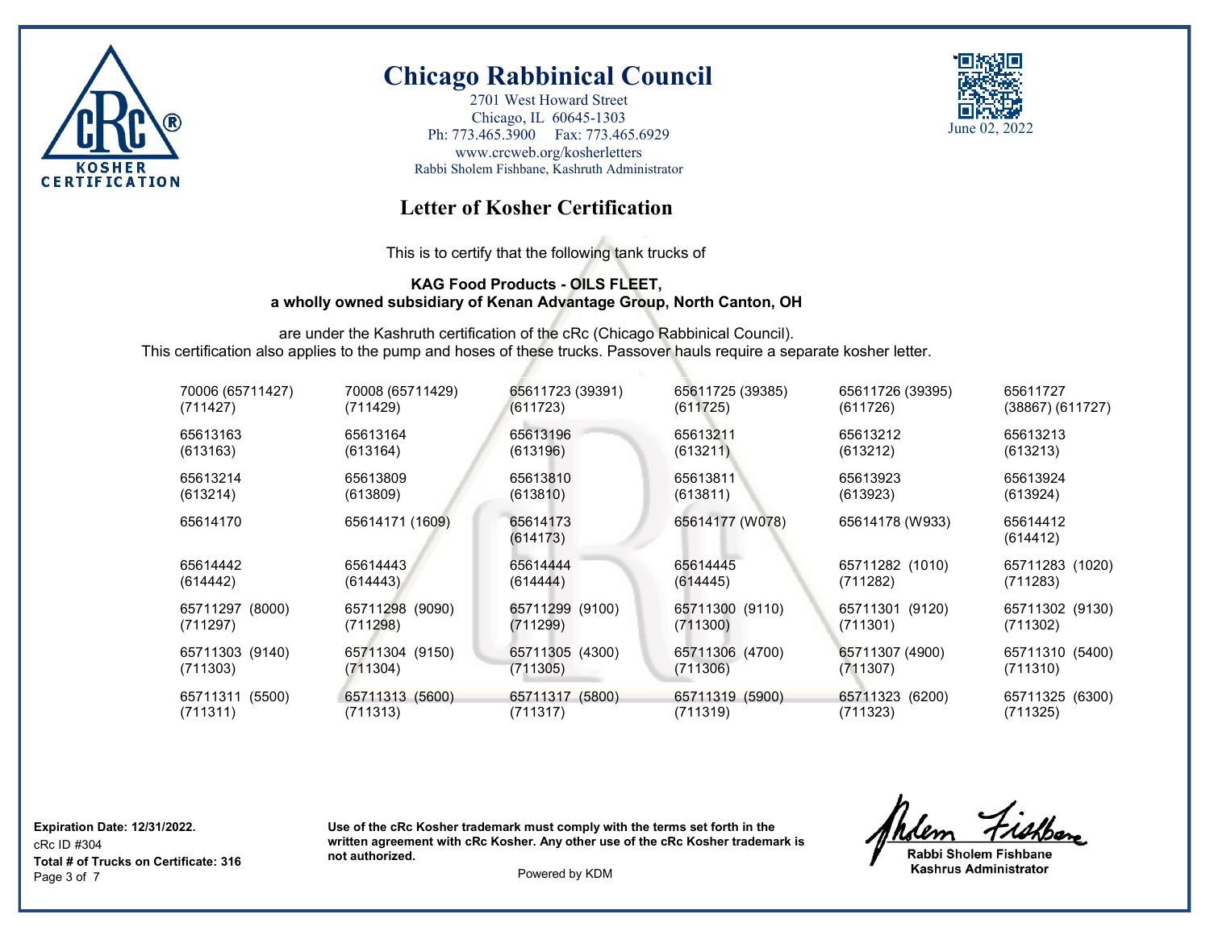# Chicago Rabbinical Council

2701 West Howard Street
Chicago, IL 60645-1303
Ph: 773.465.3900 Fax: 773.465.6929
www.crcweb.org/kosherletters
Rabbi Sholem Fishbane, Kashruth Administrator

June 02, 2022

## Letter of Kosher Certification

This is to certify that the following tank trucks of

**KAG Food Products - OILS FLEET,**
**a wholly owned subsidiary of Kenan Advantage Group, North Canton, OH**

are under the Kashruth certification of the cRc (Chicago Rabbinical Council).
This certification also applies to the pump and hoses of these trucks. Passover hauls require a separate kosher letter.

| | | | | | |
|---|---|---|---|---|---|
| 70006 (65711427) (711427) | 70008 (65711429) (711429) | 65611723 (39391) (611723) | 65611725 (39385) (611725) | 65611726 (39395) (611726) | 65611727 (38867) (611727) |
| 65613163 (613163) | 65613164 (613164) | 65613196 (613196) | 65613211 (613211) | 65613212 (613212) | 65613213 (613213) |
| 65613214 (613214) | 65613809 (613809) | 65613810 (613810) | 65613811 (613811) | 65613923 (613923) | 65613924 (613924) |
| 65614170 | 65614171 (1609) | 65614173 (614173) | 65614177 (W078) | 65614178 (W933) | 65614412 (614412) |
| 65614442 (614442) | 65614443 (614443) | 65614444 (614444) | 65614445 (614445) | 65711282 (1010) (711282) | 65711283 (1020) (711283) |
| 65711297 (8000) (711297) | 65711298 (9090) (711298) | 65711299 (9100) (711299) | 65711300 (9110) (711300) | 65711301 (9120) (711301) | 65711302 (9130) (711302) |
| 65711303 (9140) (711303) | 65711304 (9150) (711304) | 65711305 (4300) (711305) | 65711306 (4700) (711306) | 65711307 (4900) (711307) | 65711310 (5400) (711310) |
| 65711311 (5500) (711311) | 65711313 (5600) (711313) | 65711317 (5800) (711317) | 65711319 (5900) (711319) | 65711323 (6200) (711323) | 65711325 (6300) (711325) |

**Expiration Date: 12/31/2022.**
cRc ID #304
**Total # of Trucks on Certificate: 316**

**Use of the cRc Kosher trademark must comply with the terms set forth in the written agreement with cRc Kosher. Any other use of the cRc Kosher trademark is not authorized.**

Powered by KDM

**Rabbi Sholem Fishbane**
**Kashrus Administrator**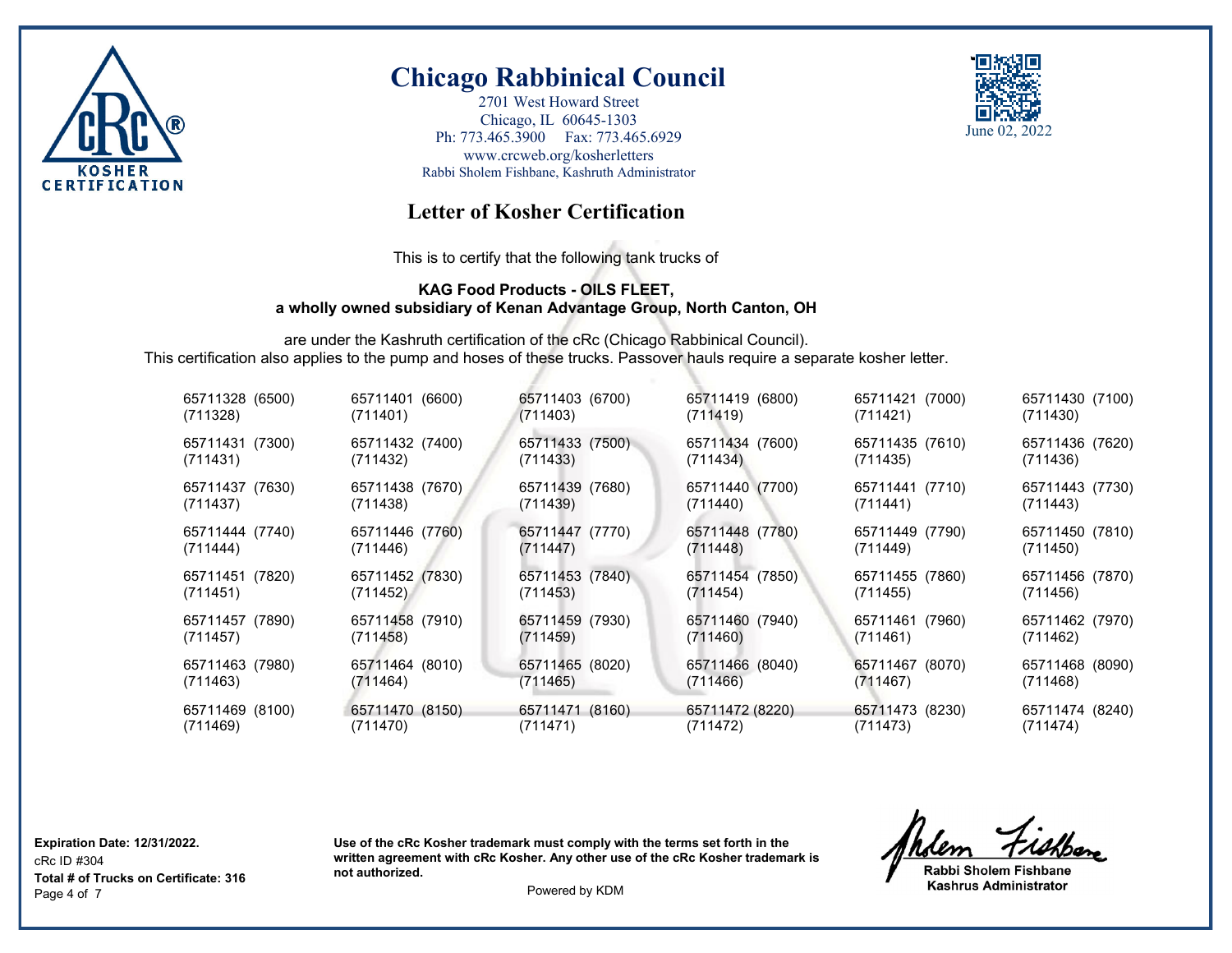# Chicago Rabbinical Council

2701 West Howard Street
Chicago, IL 60645-1303
Ph: 773.465.3900 Fax: 773.465.6929
www.crcweb.org/kosherletters
Rabbi Sholem Fishbane, Kashruth Administrator

June 02, 2022

## Letter of Kosher Certification

This is to certify that the following tank trucks of

**KAG Food Products - OILS FLEET,**
**a wholly owned subsidiary of Kenan Advantage Group, North Canton, OH**

are under the Kashruth certification of the cRc (Chicago Rabbinical Council).
This certification also applies to the pump and hoses of these trucks. Passover hauls require a separate kosher letter.

| | | | | | |
|---|---|---|---|---|---|
| 65711328 (6500) (711328) | 65711401 (6600) (711401) | 65711403 (6700) (711403) | 65711419 (6800) (711419) | 65711421 (7000) (711421) | 65711430 (7100) (711430) |
| 65711431 (7300) (711431) | 65711432 (7400) (711432) | 65711433 (7500) (711433) | 65711434 (7600) (711434) | 65711435 (7610) (711435) | 65711436 (7620) (711436) |
| 65711437 (7630) (711437) | 65711438 (7670) (711438) | 65711439 (7680) (711439) | 65711440 (7700) (711440) | 65711441 (7710) (711441) | 65711443 (7730) (711443) |
| 65711444 (7740) (711444) | 65711446 (7760) (711446) | 65711447 (7770) (711447) | 65711448 (7780) (711448) | 65711449 (7790) (711449) | 65711450 (7810) (711450) |
| 65711451 (7820) (711451) | 65711452 (7830) (711452) | 65711453 (7840) (711453) | 65711454 (7850) (711454) | 65711455 (7860) (711455) | 65711456 (7870) (711456) |
| 65711457 (7890) (711457) | 65711458 (7910) (711458) | 65711459 (7930) (711459) | 65711460 (7940) (711460) | 65711461 (7960) (711461) | 65711462 (7970) (711462) |
| 65711463 (7980) (711463) | 65711464 (8010) (711464) | 65711465 (8020) (711465) | 65711466 (8040) (711466) | 65711467 (8070) (711467) | 65711468 (8090) (711468) |
| 65711469 (8100) (711469) | 65711470 (8150) (711470) | 65711471 (8160) (711471) | 65711472 (8220) (711472) | 65711473 (8230) (711473) | 65711474 (8240) (711474) |

**Expiration Date: 12/31/2022.**
cRc ID #304
**Total # of Trucks on Certificate: 316**

**Use of the cRc Kosher trademark must comply with the terms set forth in the written agreement with cRc Kosher. Any other use of the cRc Kosher trademark is not authorized.**

Powered by KDM

**Rabbi Sholem Fishbane**
**Kashrus Administrator**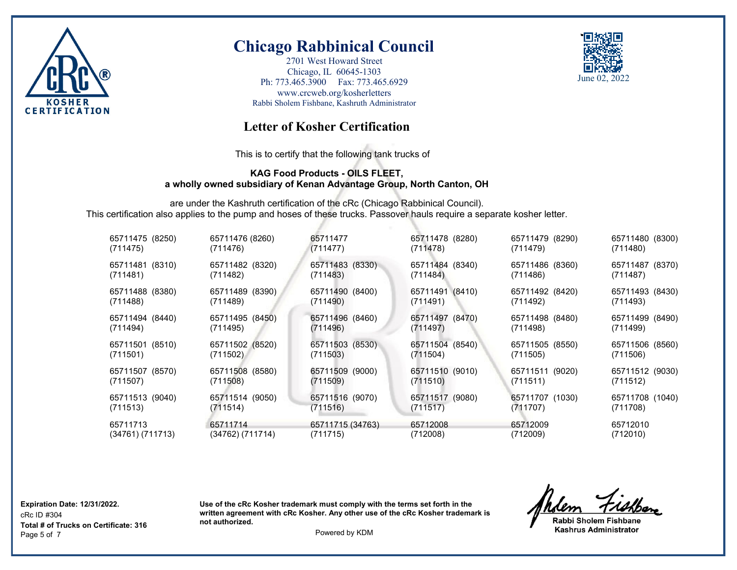# Chicago Rabbinical Council

2701 West Howard Street
Chicago, IL 60645-1303
Ph: 773.465.3900 Fax: 773.465.6929
www.crcweb.org/kosherletters
Rabbi Sholem Fishbane, Kashruth Administrator

June 02, 2022

## Letter of Kosher Certification

This is to certify that the following tank trucks of

**KAG Food Products - OILS FLEET,**
**a wholly owned subsidiary of Kenan Advantage Group, North Canton, OH**

are under the Kashruth certification of the cRc (Chicago Rabbinical Council).
This certification also applies to the pump and hoses of these trucks. Passover hauls require a separate kosher letter.

| | | | | | |
|---|---|---|---|---|---|
| 65711475 (8250) (711475) | 65711476 (8260) (711476) | 65711477 (711477) | 65711478 (8280) (711478) | 65711479 (8290) (711479) | 65711480 (8300) (711480) |
| 65711481 (8310) (711481) | 65711482 (8320) (711482) | 65711483 (8330) (711483) | 65711484 (8340) (711484) | 65711486 (8360) (711486) | 65711487 (8370) (711487) |
| 65711488 (8380) (711488) | 65711489 (8390) (711489) | 65711490 (8400) (711490) | 65711491 (8410) (711491) | 65711492 (8420) (711492) | 65711493 (8430) (711493) |
| 65711494 (8440) (711494) | 65711495 (8450) (711495) | 65711496 (8460) (711496) | 65711497 (8470) (711497) | 65711498 (8480) (711498) | 65711499 (8490) (711499) |
| 65711501 (8510) (711501) | 65711502 (8520) (711502) | 65711503 (8530) (711503) | 65711504 (8540) (711504) | 65711505 (8550) (711505) | 65711506 (8560) (711506) |
| 65711507 (8570) (711507) | 65711508 (8580) (711508) | 65711509 (9000) (711509) | 65711510 (9010) (711510) | 65711511 (9020) (711511) | 65711512 (9030) (711512) |
| 65711513 (9040) (711513) | 65711514 (9050) (711514) | 65711516 (9070) (711516) | 65711517 (9080) (711517) | 65711707 (1030) (711707) | 65711708 (1040) (711708) |
| 65711713 (34761) (711713) | 65711714 (34762) (711714) | 65711715 (34763) (711715) | 65712008 (712008) | 65712009 (712009) | 65712010 (712010) |

**Expiration Date: 12/31/2022.**
cRc ID #304
**Total # of Trucks on Certificate: 316**

**Use of the cRc Kosher trademark must comply with the terms set forth in the written agreement with cRc Kosher. Any other use of the cRc Kosher trademark is not authorized.**

Powered by KDM

**Rabbi Sholem Fishbane**
**Kashrus Administrator**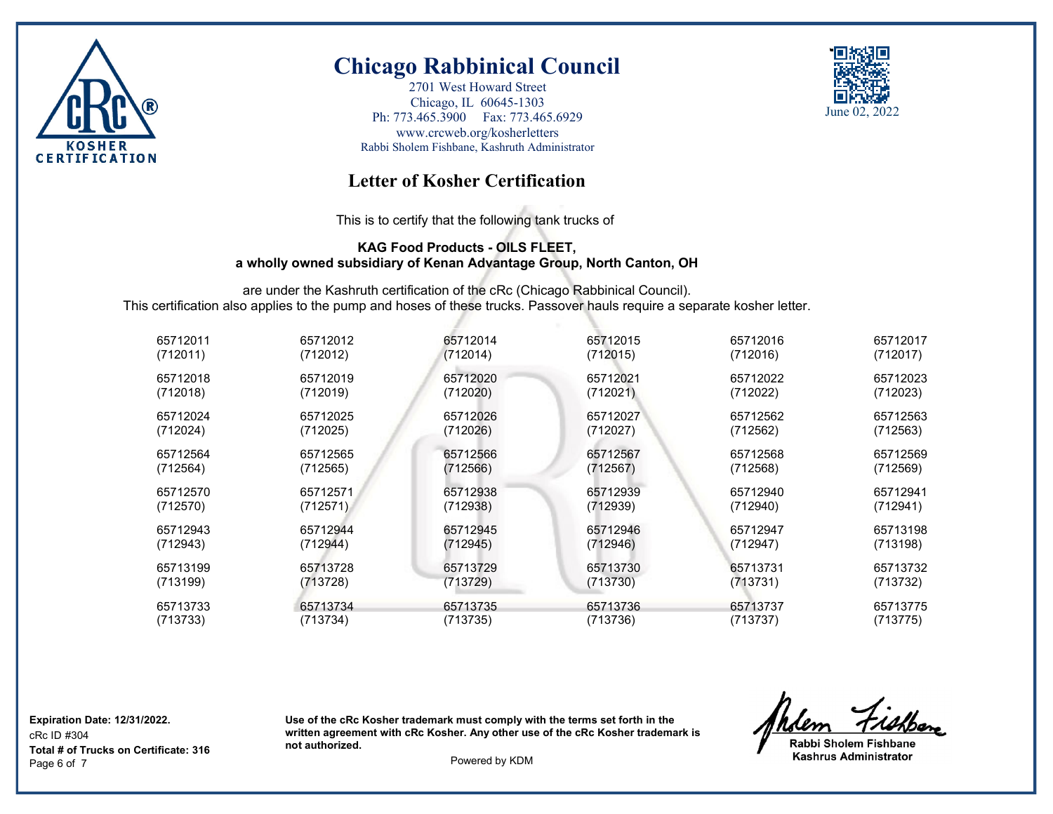# Chicago Rabbinical Council

2701 West Howard Street
Chicago, IL 60645-1303
Ph: 773.465.3900 Fax: 773.465.6929
www.crcweb.org/kosherletters
Rabbi Sholem Fishbane, Kashruth Administrator

June 02, 2022

## Letter of Kosher Certification

This is to certify that the following tank trucks of

**KAG Food Products - OILS FLEET,**
**a wholly owned subsidiary of Kenan Advantage Group, North Canton, OH**

are under the Kashruth certification of the cRc (Chicago Rabbinical Council).
This certification also applies to the pump and hoses of these trucks. Passover hauls require a separate kosher letter.

| | | | | | |
|---|---|---|---|---|---|
| 65712011 (712011) | 65712012 (712012) | 65712014 (712014) | 65712015 (712015) | 65712016 (712016) | 65712017 (712017) |
| 65712018 (712018) | 65712019 (712019) | 65712020 (712020) | 65712021 (712021) | 65712022 (712022) | 65712023 (712023) |
| 65712024 (712024) | 65712025 (712025) | 65712026 (712026) | 65712027 (712027) | 65712562 (712562) | 65712563 (712563) |
| 65712564 (712564) | 65712565 (712565) | 65712566 (712566) | 65712567 (712567) | 65712568 (712568) | 65712569 (712569) |
| 65712570 (712570) | 65712571 (712571) | 65712938 (712938) | 65712939 (712939) | 65712940 (712940) | 65712941 (712941) |
| 65712943 (712943) | 65712944 (712944) | 65712945 (712945) | 65712946 (712946) | 65712947 (712947) | 65713198 (713198) |
| 65713199 (713199) | 65713728 (713728) | 65713729 (713729) | 65713730 (713730) | 65713731 (713731) | 65713732 (713732) |
| 65713733 (713733) | 65713734 (713734) | 65713735 (713735) | 65713736 (713736) | 65713737 (713737) | 65713775 (713775) |

**Expiration Date: 12/31/2022.**
cRc ID #304
**Total # of Trucks on Certificate: 316**

**Use of the cRc Kosher trademark must comply with the terms set forth in the written agreement with cRc Kosher. Any other use of the cRc Kosher trademark is not authorized.**

Powered by KDM

**Rabbi Sholem Fishbane**
**Kashrus Administrator**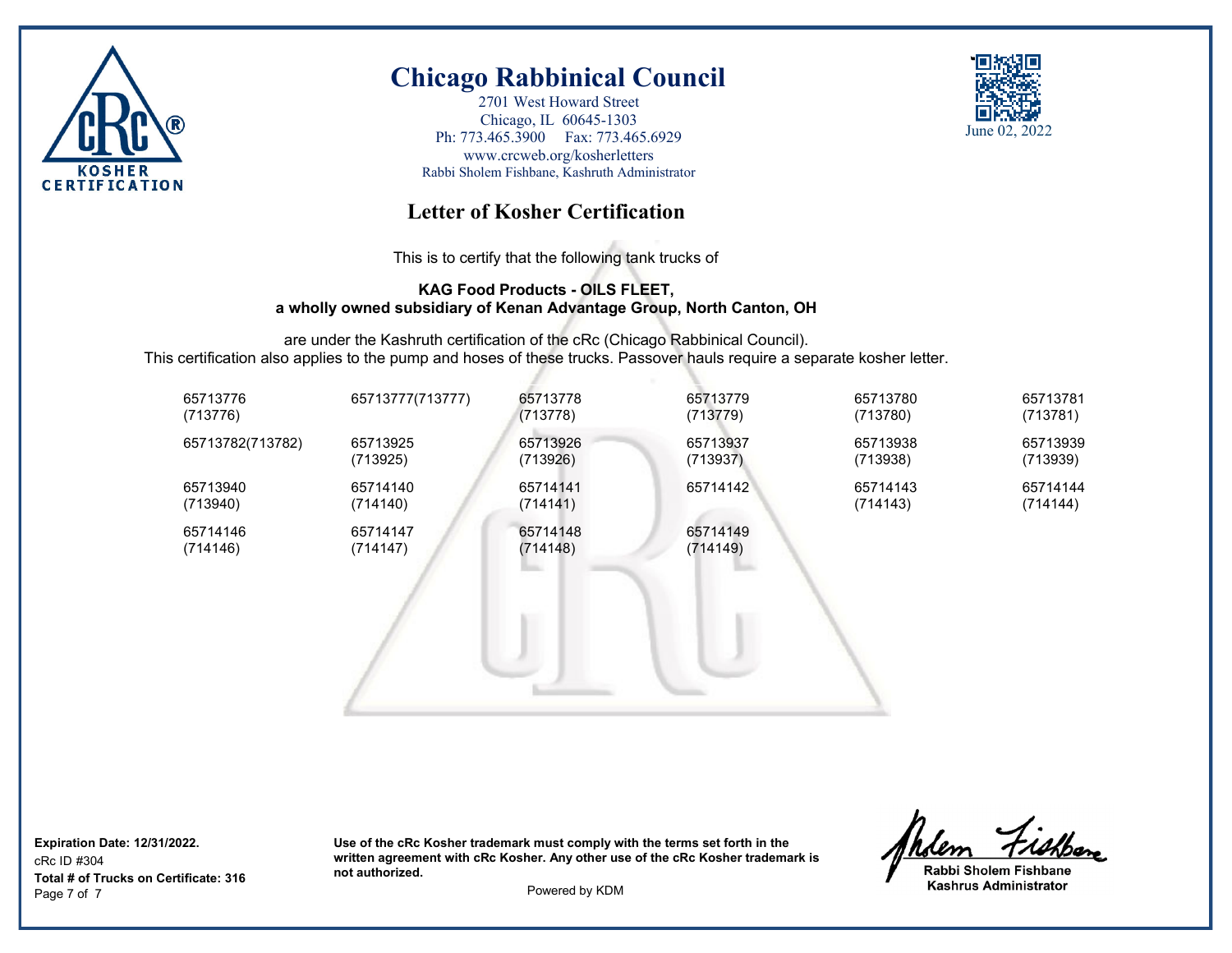# Chicago Rabbinical Council

2701 West Howard Street
Chicago, IL 60645-1303
Ph: 773.465.3900 Fax: 773.465.6929
www.crcweb.org/kosherletters
Rabbi Sholem Fishbane, Kashruth Administrator

June 02, 2022

## Letter of Kosher Certification

This is to certify that the following tank trucks of

**KAG Food Products - OILS FLEET,**
**a wholly owned subsidiary of Kenan Advantage Group, North Canton, OH**

are under the Kashruth certification of the cRc (Chicago Rabbinical Council).
This certification also applies to the pump and hoses of these trucks. Passover hauls require a separate kosher letter.

| | | | | | |
|---|---|---|---|---|---|
| 65713776 (713776) | 65713777(713777) | 65713778 (713778) | 65713779 (713779) | 65713780 (713780) | 65713781 (713781) |
| 65713782(713782) | 65713925 (713925) | 65713926 (713926) | 65713937 (713937) | 65713938 (713938) | 65713939 (713939) |
| 65713940 (713940) | 65714140 (714140) | 65714141 (714141) | 65714142 | 65714143 (714143) | 65714144 (714144) |
| 65714146 (714146) | 65714147 (714147) | 65714148 (714148) | 65714149 (714149) | | |

**Expiration Date: 12/31/2022.**
cRc ID #304
**Total # of Trucks on Certificate: 316**

**Use of the cRc Kosher trademark must comply with the terms set forth in the written agreement with cRc Kosher. Any other use of the cRc Kosher trademark is not authorized.**

Powered by KDM

**Rabbi Sholem Fishbane**
**Kashrus Administrator**